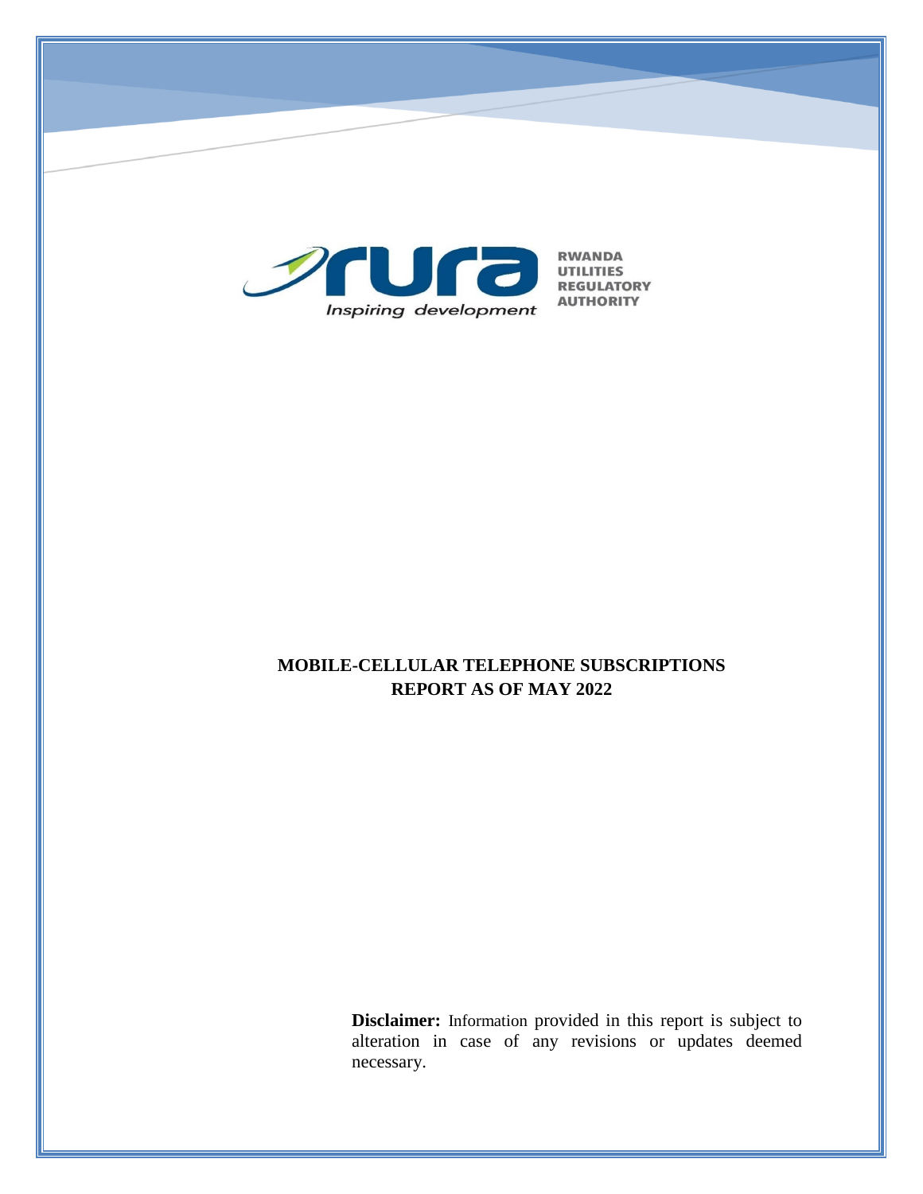RWANDA UTILITIES REGULATORY AUTHORITY

*Inspiring development*

# MOBILE-CELLULAR TELEPHONE SUBSCRIPTIONS REPORT AS OF MAY 2022

**Disclaimer:** Information provided in this report is subject to alteration in case of any revisions or updates deemed necessary.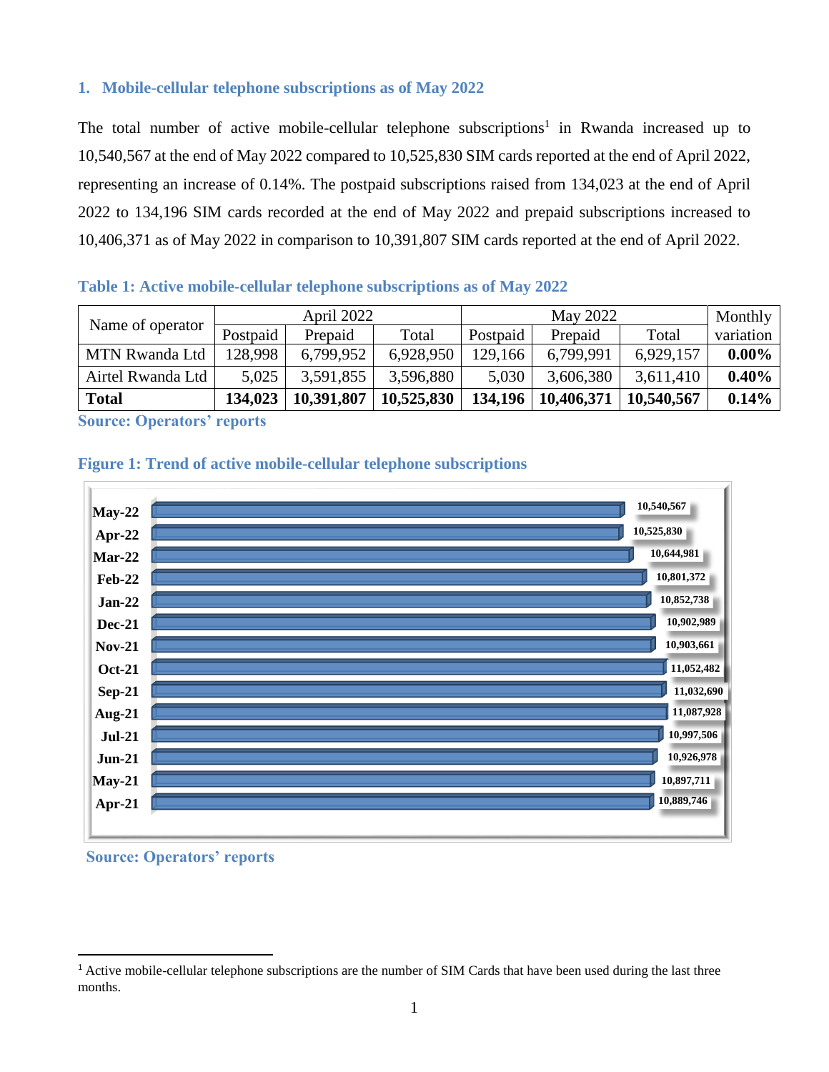## 1. Mobile-cellular telephone subscriptions as of May 2022

The total number of active mobile-cellular telephone subscriptions[1] in Rwanda increased up to 10,540,567 at the end of May 2022 compared to 10,525,830 SIM cards reported at the end of April 2022, representing an increase of 0.14%. The postpaid subscriptions raised from 134,023 at the end of April 2022 to 134,196 SIM cards recorded at the end of May 2022 and prepaid subscriptions increased to 10,406,371 as of May 2022 in comparison to 10,391,807 SIM cards reported at the end of April 2022.

**Table 1: Active mobile-cellular telephone subscriptions as of May 2022**

| Name of operator | April 2022 | | | May 2022 | | | Monthly variation |
|---|---|---|---|---|---|---|---|
| | Postpaid | Prepaid | Total | Postpaid | Prepaid | Total | |
| MTN Rwanda Ltd | 128,998 | 6,799,952 | 6,928,950 | 129,166 | 6,799,991 | 6,929,157 | **0.00%** |
| Airtel Rwanda Ltd | 5,025 | 3,591,855 | 3,596,880 | 5,030 | 3,606,380 | 3,611,410 | **0.40%** |
| **Total** | **134,023** | **10,391,807** | **10,525,830** | **134,196** | **10,406,371** | **10,540,567** | **0.14%** |

**Source: Operators' reports**

**Figure 1: Trend of active mobile-cellular telephone subscriptions**

| Month | Subscriptions |
|---|---|
| May-22 | 10,540,567 |
| Apr-22 | 10,525,830 |
| Mar-22 | 10,644,981 |
| Feb-22 | 10,801,372 |
| Jan-22 | 10,852,738 |
| Dec-21 | 10,902,989 |
| Nov-21 | 10,903,661 |
| Oct-21 | 11,052,482 |
| Sep-21 | 11,032,690 |
| Aug-21 | 11,087,928 |
| Jul-21 | 10,997,506 |
| Jun-21 | 10,926,978 |
| May-21 | 10,897,711 |
| Apr-21 | 10,889,746 |

**Source: Operators' reports**

---

[1] Active mobile-cellular telephone subscriptions are the number of SIM Cards that have been used during the last three months.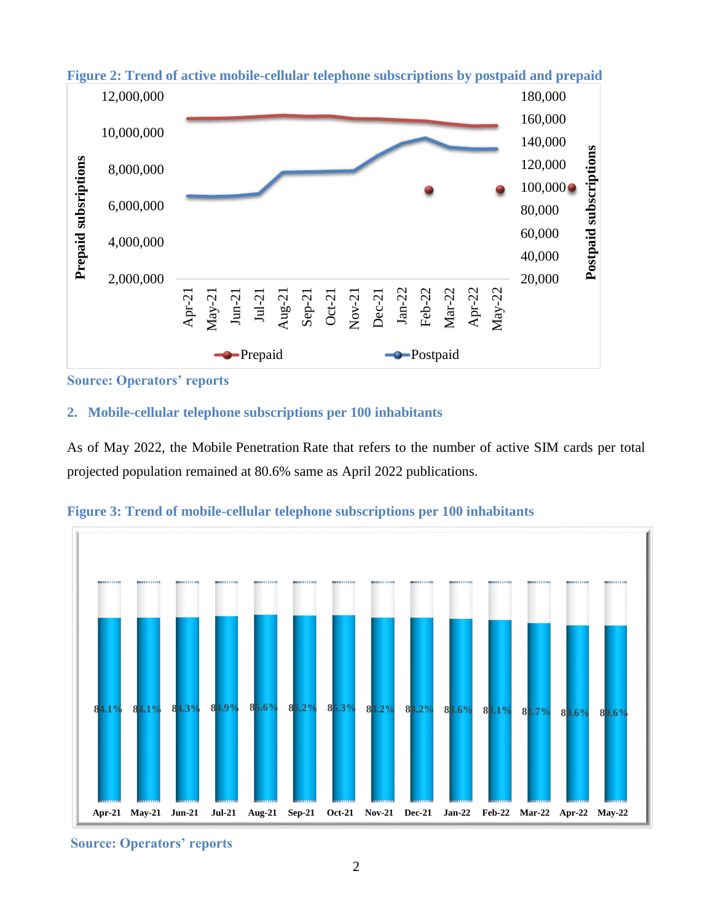**Figure 2: Trend of active mobile-cellular telephone subscriptions by postpaid and prepaid**

**Source: Operators' reports**

## 2. Mobile-cellular telephone subscriptions per 100 inhabitants

As of May 2022, the Mobile Penetration Rate that refers to the number of active SIM cards per total projected population remained at 80.6% same as April 2022 publications.

**Figure 3: Trend of mobile-cellular telephone subscriptions per 100 inhabitants**

**Source: Operators' reports**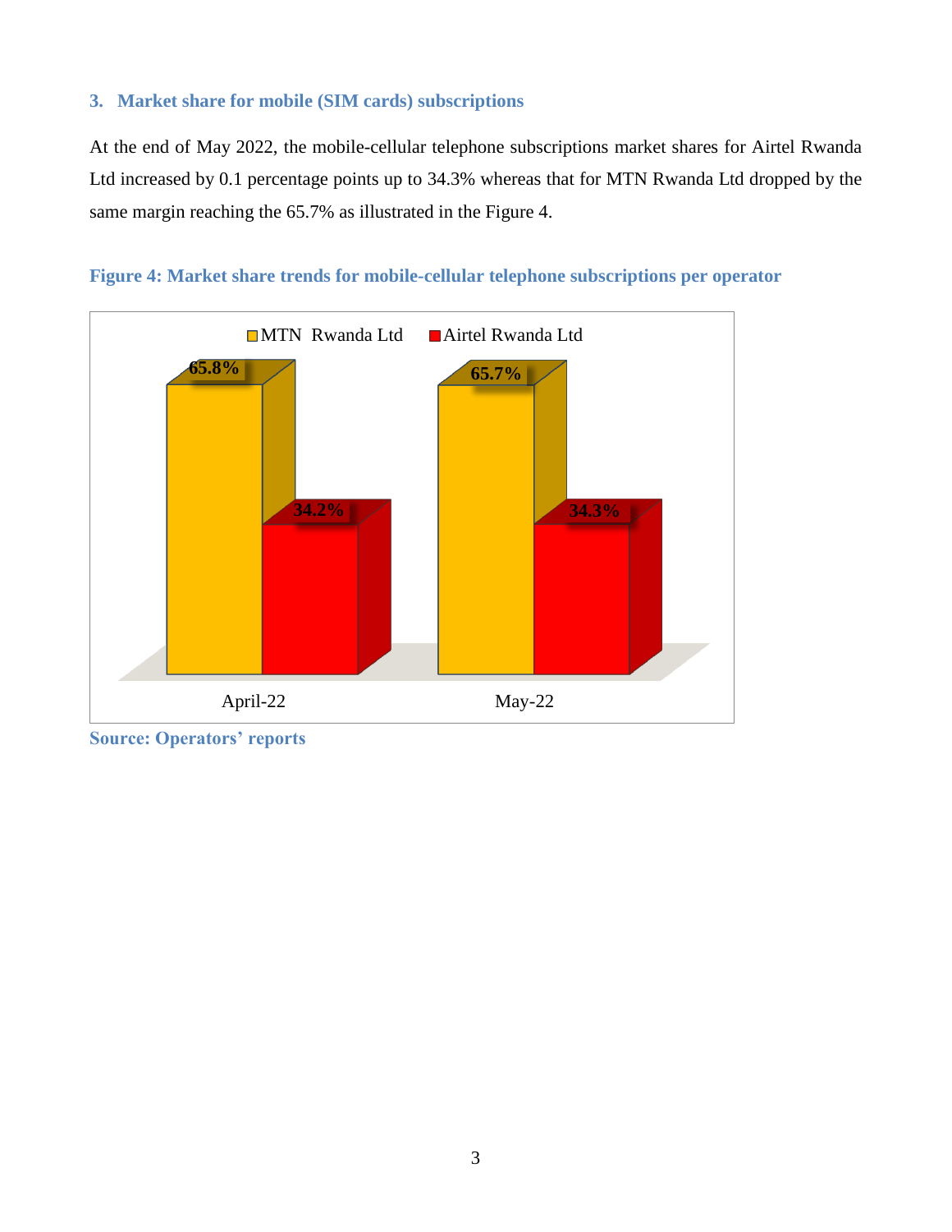### 3. Market share for mobile (SIM cards) subscriptions

At the end of May 2022, the mobile-cellular telephone subscriptions market shares for Airtel Rwanda Ltd increased by 0.1 percentage points up to 34.3% whereas that for MTN Rwanda Ltd dropped by the same margin reaching the 65.7% as illustrated in the Figure 4.

**Figure 4: Market share trends for mobile-cellular telephone subscriptions per operator**

MTN Rwanda Ltd
Airtel Rwanda Ltd

65.8%
34.2%
65.7%
34.3%

April-22
May-22

**Source: Operators' reports**